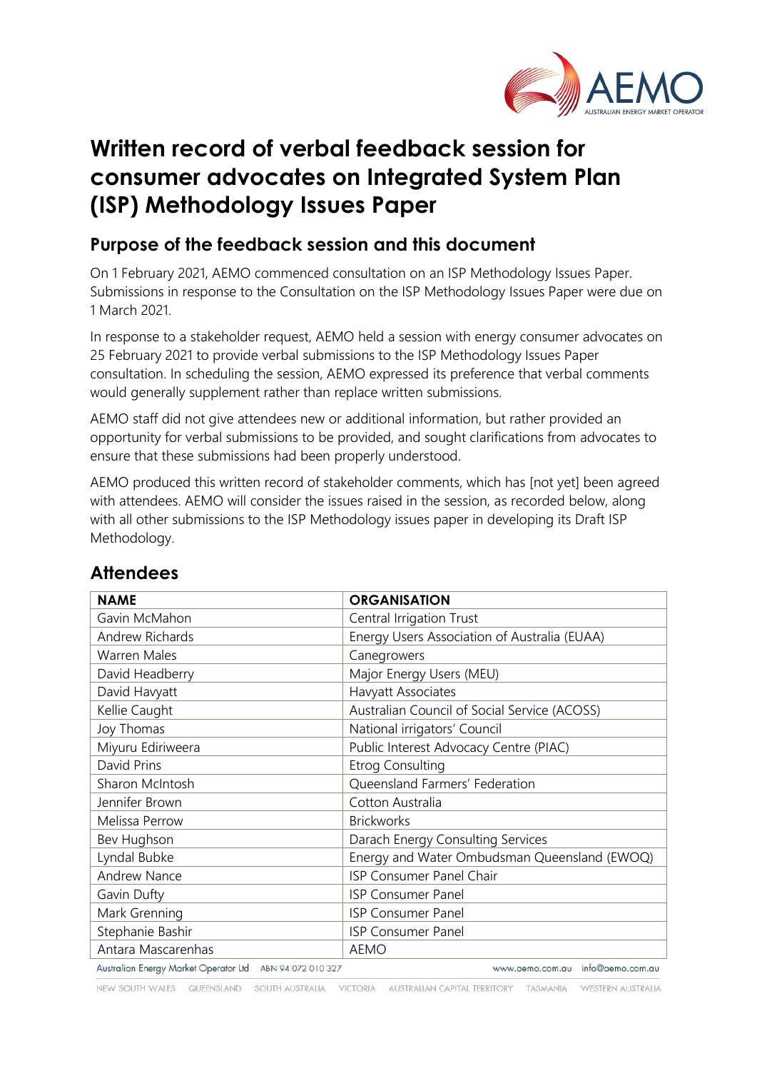# Written record of verbal feedback session for consumer advocates on Integrated System Plan (ISP) Methodology Issues Paper

## Purpose of the feedback session and this document

On 1 February 2021, AEMO commenced consultation on an ISP Methodology Issues Paper. Submissions in response to the Consultation on the ISP Methodology Issues Paper were due on 1 March 2021.

In response to a stakeholder request, AEMO held a session with energy consumer advocates on 25 February 2021 to provide verbal submissions to the ISP Methodology Issues Paper consultation. In scheduling the session, AEMO expressed its preference that verbal comments would generally supplement rather than replace written submissions.

AEMO staff did not give attendees new or additional information, but rather provided an opportunity for verbal submissions to be provided, and sought clarifications from advocates to ensure that these submissions had been properly understood.

AEMO produced this written record of stakeholder comments, which has [not yet] been agreed with attendees. AEMO will consider the issues raised in the session, as recorded below, along with all other submissions to the ISP Methodology issues paper in developing its Draft ISP Methodology.

## Attendees

| NAME | ORGANISATION |
| --- | --- |
| Gavin McMahon | Central Irrigation Trust |
| Andrew Richards | Energy Users Association of Australia (EUAA) |
| Warren Males | Canegrowers |
| David Headberry | Major Energy Users (MEU) |
| David Havyatt | Havyatt Associates |
| Kellie Caught | Australian Council of Social Service (ACOSS) |
| Joy Thomas | National irrigators' Council |
| Miyuru Ediriweera | Public Interest Advocacy Centre (PIAC) |
| David Prins | Etrog Consulting |
| Sharon McIntosh | Queensland Farmers' Federation |
| Jennifer Brown | Cotton Australia |
| Melissa Perrow | Brickworks |
| Bev Hughson | Darach Energy Consulting Services |
| Lyndal Bubke | Energy and Water Ombudsman Queensland (EWOQ) |
| Andrew Nance | ISP Consumer Panel Chair |
| Gavin Dufty | ISP Consumer Panel |
| Mark Grenning | ISP Consumer Panel |
| Stephanie Bashir | ISP Consumer Panel |
| Antara Mascarenhas | AEMO |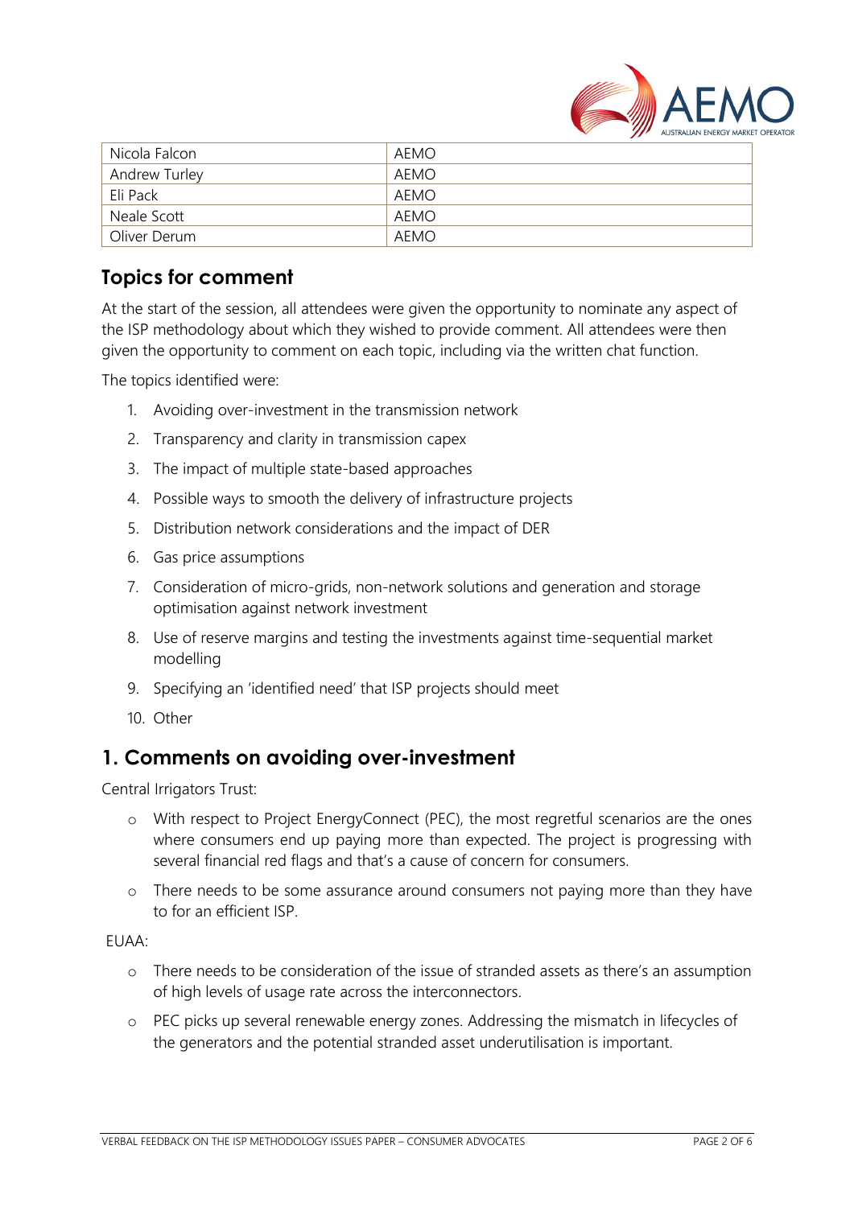| Nicola Falcon | AEMO |
|---|---|
| Andrew Turley | AEMO |
| Eli Pack | AEMO |
| Neale Scott | AEMO |
| Oliver Derum | AEMO |

## Topics for comment

At the start of the session, all attendees were given the opportunity to nominate any aspect of the ISP methodology about which they wished to provide comment. All attendees were then given the opportunity to comment on each topic, including via the written chat function.

The topics identified were:

1. Avoiding over-investment in the transmission network
2. Transparency and clarity in transmission capex
3. The impact of multiple state-based approaches
4. Possible ways to smooth the delivery of infrastructure projects
5. Distribution network considerations and the impact of DER
6. Gas price assumptions
7. Consideration of micro-grids, non-network solutions and generation and storage optimisation against network investment
8. Use of reserve margins and testing the investments against time-sequential market modelling
9. Specifying an 'identified need' that ISP projects should meet
10. Other

## 1. Comments on avoiding over-investment

Central Irrigators Trust:

- With respect to Project EnergyConnect (PEC), the most regretful scenarios are the ones where consumers end up paying more than expected. The project is progressing with several financial red flags and that's a cause of concern for consumers.
- There needs to be some assurance around consumers not paying more than they have to for an efficient ISP.

EUAA:

- There needs to be consideration of the issue of stranded assets as there's an assumption of high levels of usage rate across the interconnectors.
- PEC picks up several renewable energy zones. Addressing the mismatch in lifecycles of the generators and the potential stranded asset underutilisation is important.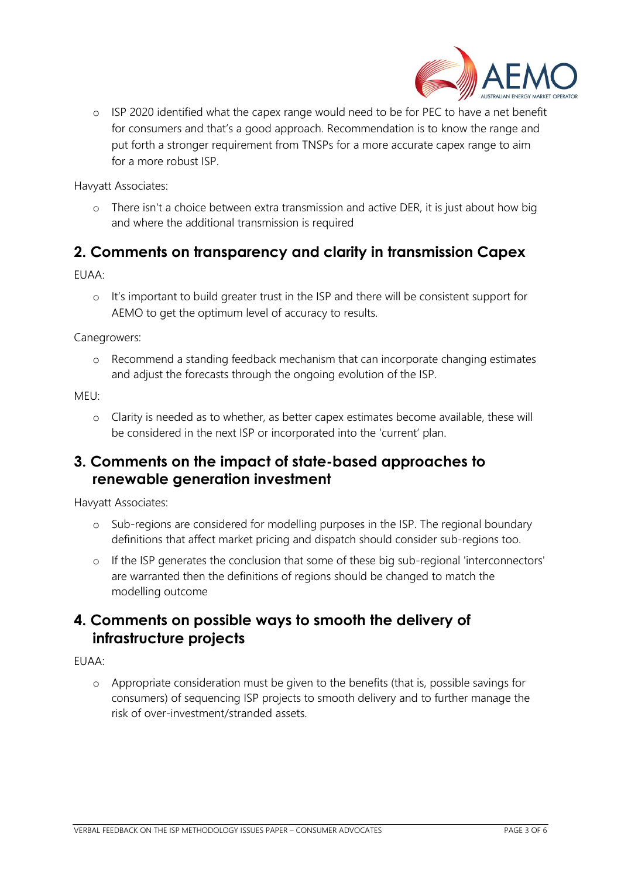- ISP 2020 identified what the capex range would need to be for PEC to have a net benefit for consumers and that's a good approach. Recommendation is to know the range and put forth a stronger requirement from TNSPs for a more accurate capex range to aim for a more robust ISP.

Havyatt Associates:

- There isn't a choice between extra transmission and active DER, it is just about how big and where the additional transmission is required

## 2. Comments on transparency and clarity in transmission Capex

EUAA:

- It's important to build greater trust in the ISP and there will be consistent support for AEMO to get the optimum level of accuracy to results.

Canegrowers:

- Recommend a standing feedback mechanism that can incorporate changing estimates and adjust the forecasts through the ongoing evolution of the ISP.

MEU:

- Clarity is needed as to whether, as better capex estimates become available, these will be considered in the next ISP or incorporated into the 'current' plan.

## 3. Comments on the impact of state-based approaches to renewable generation investment

Havyatt Associates:

- Sub-regions are considered for modelling purposes in the ISP. The regional boundary definitions that affect market pricing and dispatch should consider sub-regions too.
- If the ISP generates the conclusion that some of these big sub-regional 'interconnectors' are warranted then the definitions of regions should be changed to match the modelling outcome

## 4. Comments on possible ways to smooth the delivery of infrastructure projects

EUAA:

- Appropriate consideration must be given to the benefits (that is, possible savings for consumers) of sequencing ISP projects to smooth delivery and to further manage the risk of over-investment/stranded assets.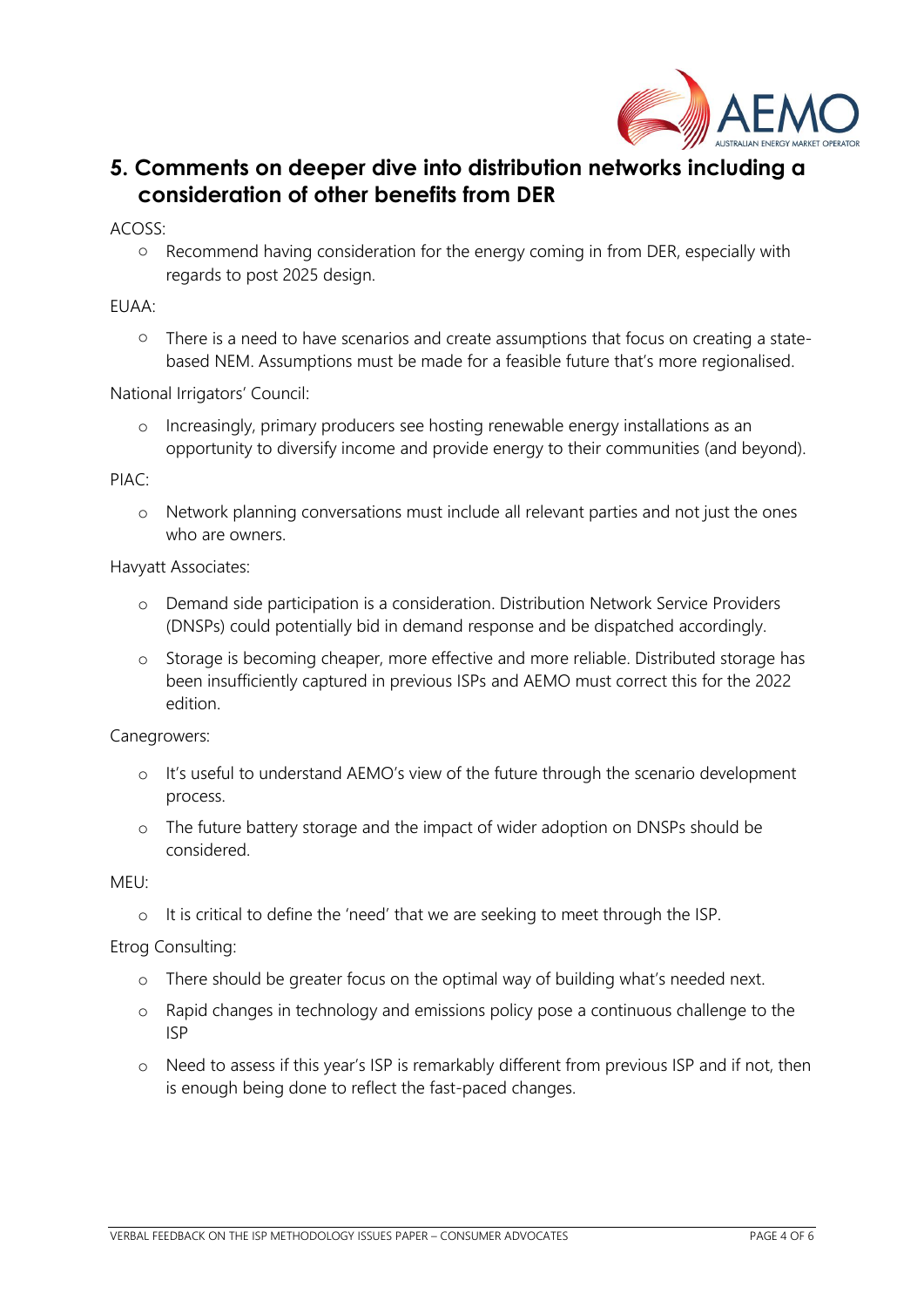## 5. Comments on deeper dive into distribution networks including a consideration of other benefits from DER

ACOSS:

- Recommend having consideration for the energy coming in from DER, especially with regards to post 2025 design.

EUAA:

- There is a need to have scenarios and create assumptions that focus on creating a state-based NEM. Assumptions must be made for a feasible future that's more regionalised.

National Irrigators' Council:

- Increasingly, primary producers see hosting renewable energy installations as an opportunity to diversify income and provide energy to their communities (and beyond).

PIAC:

- Network planning conversations must include all relevant parties and not just the ones who are owners.

Havyatt Associates:

- Demand side participation is a consideration. Distribution Network Service Providers (DNSPs) could potentially bid in demand response and be dispatched accordingly.
- Storage is becoming cheaper, more effective and more reliable. Distributed storage has been insufficiently captured in previous ISPs and AEMO must correct this for the 2022 edition.

Canegrowers:

- It's useful to understand AEMO's view of the future through the scenario development process.
- The future battery storage and the impact of wider adoption on DNSPs should be considered.

MEU:

- It is critical to define the 'need' that we are seeking to meet through the ISP.

Etrog Consulting:

- There should be greater focus on the optimal way of building what's needed next.
- Rapid changes in technology and emissions policy pose a continuous challenge to the ISP
- Need to assess if this year's ISP is remarkably different from previous ISP and if not, then is enough being done to reflect the fast-paced changes.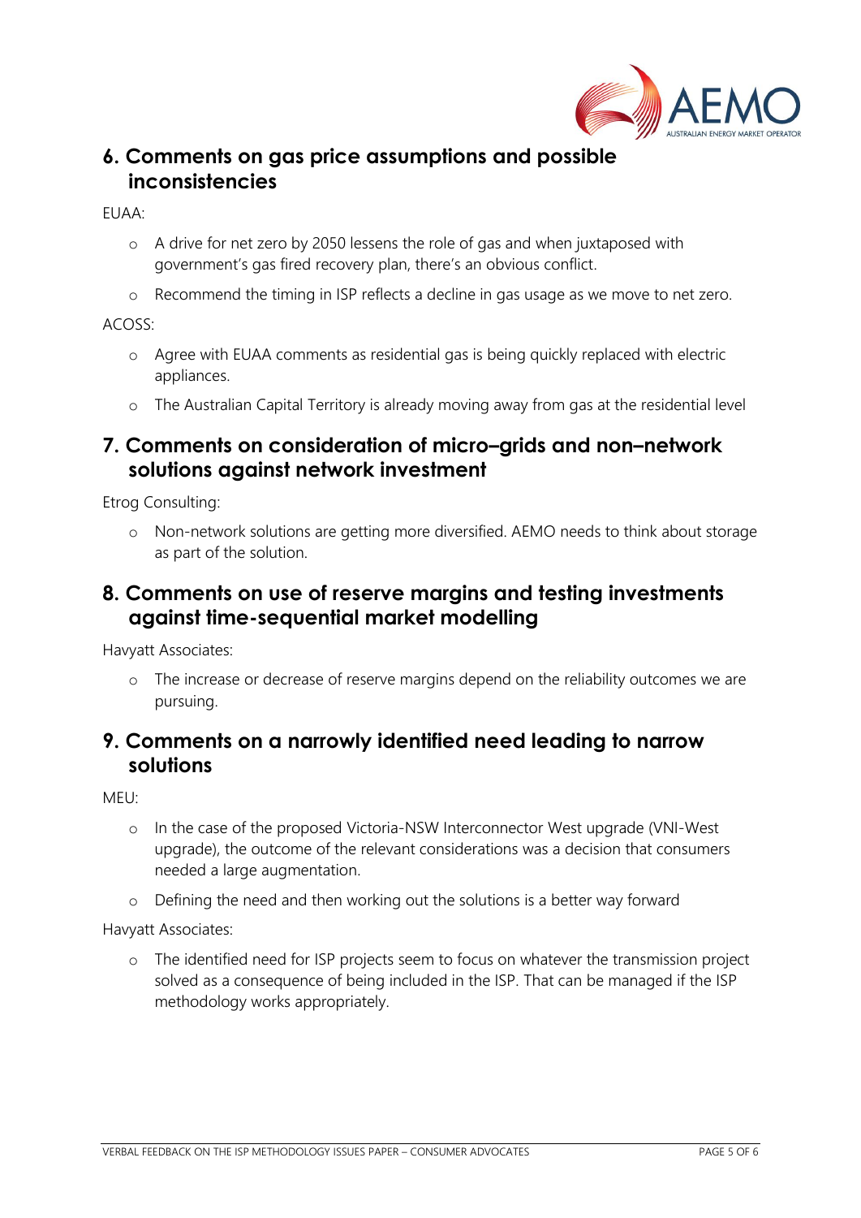## 6. Comments on gas price assumptions and possible inconsistencies

EUAA:

- A drive for net zero by 2050 lessens the role of gas and when juxtaposed with government's gas fired recovery plan, there's an obvious conflict.
- Recommend the timing in ISP reflects a decline in gas usage as we move to net zero.

ACOSS:

- Agree with EUAA comments as residential gas is being quickly replaced with electric appliances.
- The Australian Capital Territory is already moving away from gas at the residential level

## 7. Comments on consideration of micro–grids and non–network solutions against network investment

Etrog Consulting:

- Non-network solutions are getting more diversified. AEMO needs to think about storage as part of the solution.

## 8. Comments on use of reserve margins and testing investments against time-sequential market modelling

Havyatt Associates:

- The increase or decrease of reserve margins depend on the reliability outcomes we are pursuing.

## 9. Comments on a narrowly identified need leading to narrow solutions

MEU:

- In the case of the proposed Victoria-NSW Interconnector West upgrade (VNI-West upgrade), the outcome of the relevant considerations was a decision that consumers needed a large augmentation.
- Defining the need and then working out the solutions is a better way forward

Havyatt Associates:

- The identified need for ISP projects seem to focus on whatever the transmission project solved as a consequence of being included in the ISP. That can be managed if the ISP methodology works appropriately.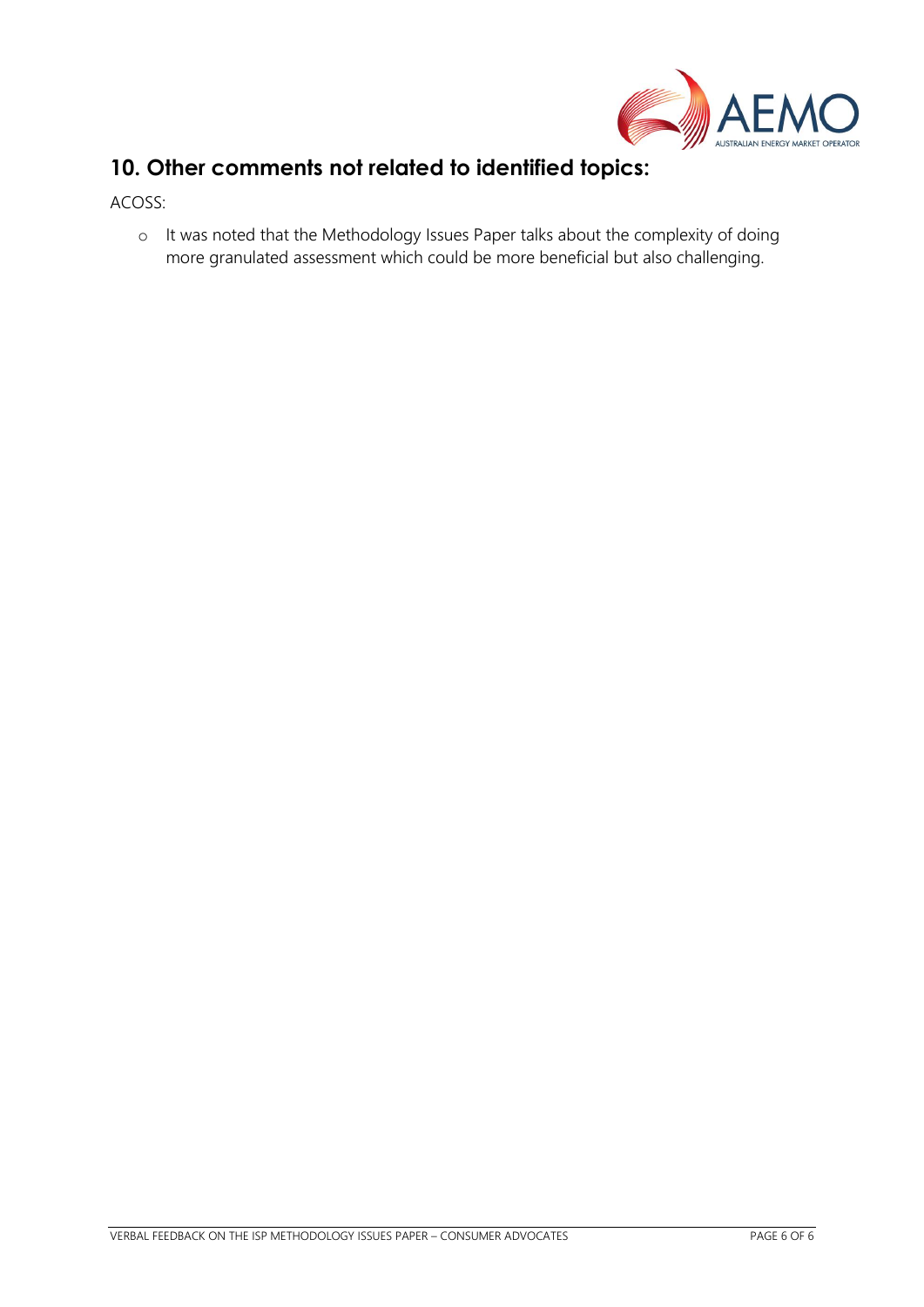## 10. Other comments not related to identified topics:

ACOSS:

- It was noted that the Methodology Issues Paper talks about the complexity of doing more granulated assessment which could be more beneficial but also challenging.